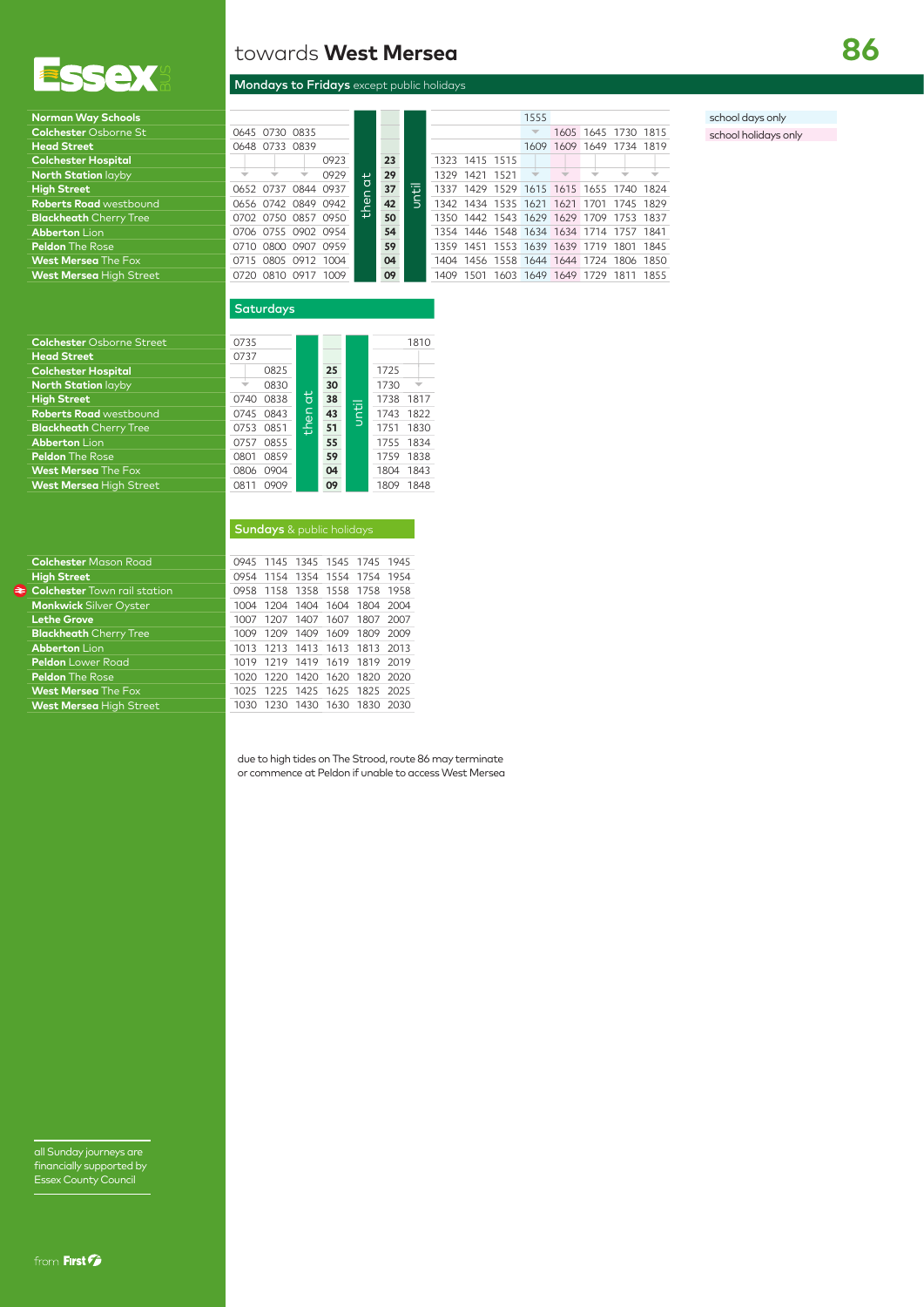# towards **West Mersea** 86

## Mondays to Fridays except public holidays

| | | | | | | | | | | | | | | | |
|---|---|---|---|---|---|---|---|---|---|---|---|---|---|---|---|
| **Norman Way Schools** | | | | | | | | | | | 1555 | | | | |
| **Colchester** Osborne St | 0645 | 0730 | 0835 | | | | | | | | ▼ | 1605 | 1645 | 1730 | 1815 |
| **Head Street** | 0648 | 0733 | 0839 | | | | | | | | 1609 | 1609 | 1649 | 1734 | 1819 |
| **Colchester Hospital** | | | | 0923 | | 23 | | 1323 | 1415 | 1515 | | | | | |
| **North Station** layby | ▼ | ▼ | ▼ | 0929 | | 29 | | 1329 | 1421 | 1521 | ▼ | ▼ | ▼ | ▼ | ▼ |
| **High Street** | 0652 | 0737 | 0844 | 0937 | then at | 37 | until | 1337 | 1429 | 1529 | 1615 | 1615 | 1655 | 1740 | 1824 |
| **Roberts Road** westbound | 0656 | 0742 | 0849 | 0942 | | 42 | | 1342 | 1434 | 1535 | 1621 | 1621 | 1701 | 1745 | 1829 |
| **Blackheath** Cherry Tree | 0702 | 0750 | 0857 | 0950 | | 50 | | 1350 | 1442 | 1543 | 1629 | 1629 | 1709 | 1753 | 1837 |
| **Abberton** Lion | 0706 | 0755 | 0902 | 0954 | | 54 | | 1354 | 1446 | 1548 | 1634 | 1634 | 1714 | 1757 | 1841 |
| **Peldon** The Rose | 0710 | 0800 | 0907 | 0959 | | 59 | | 1359 | 1451 | 1553 | 1639 | 1639 | 1719 | 1801 | 1845 |
| **West Mersea** The Fox | 0715 | 0805 | 0912 | 1004 | | 04 | | 1404 | 1456 | 1558 | 1644 | 1644 | 1724 | 1806 | 1850 |
| **West Mersea** High Street | 0720 | 0810 | 0917 | 1009 | | 09 | | 1409 | 1501 | 1603 | 1649 | 1649 | 1729 | 1811 | 1855 |

school days only: 1555 / 1609 column (Norman Way Schools departure)
school holidays only: 1605 / 1609 column

## Saturdays

| | | | | | | | |
|---|---|---|---|---|---|---|---|
| **Colchester** Osborne Street | 0735 | | | | | | 1810 |
| **Head Street** | 0737 | | | | | | |
| **Colchester Hospital** | | 0825 | | 25 | | 1725 | |
| **North Station** layby | ▼ | 0830 | | 30 | | 1730 | ▼ |
| **High Street** | 0740 | 0838 | then at | 38 | until | 1738 | 1817 |
| **Roberts Road** westbound | 0745 | 0843 | | 43 | | 1743 | 1822 |
| **Blackheath** Cherry Tree | 0753 | 0851 | | 51 | | 1751 | 1830 |
| **Abberton** Lion | 0757 | 0855 | | 55 | | 1755 | 1834 |
| **Peldon** The Rose | 0801 | 0859 | | 59 | | 1759 | 1838 |
| **West Mersea** The Fox | 0806 | 0904 | | 04 | | 1804 | 1843 |
| **West Mersea** High Street | 0811 | 0909 | | 09 | | 1809 | 1848 |

## Sundays & public holidays

| | | | | | | |
|---|---|---|---|---|---|---|
| **Colchester** Mason Road | 0945 | 1145 | 1345 | 1545 | 1745 | 1945 |
| **High Street** | 0954 | 1154 | 1354 | 1554 | 1754 | 1954 |
| **Colchester** Town rail station | 0958 | 1158 | 1358 | 1558 | 1758 | 1958 |
| **Monkwick** Silver Oyster | 1004 | 1204 | 1404 | 1604 | 1804 | 2004 |
| **Lethe Grove** | 1007 | 1207 | 1407 | 1607 | 1807 | 2007 |
| **Blackheath** Cherry Tree | 1009 | 1209 | 1409 | 1609 | 1809 | 2009 |
| **Abberton** Lion | 1013 | 1213 | 1413 | 1613 | 1813 | 2013 |
| **Peldon** Lower Road | 1019 | 1219 | 1419 | 1619 | 1819 | 2019 |
| **Peldon** The Rose | 1020 | 1220 | 1420 | 1620 | 1820 | 2020 |
| **West Mersea** The Fox | 1025 | 1225 | 1425 | 1625 | 1825 | 2025 |
| **West Mersea** High Street | 1030 | 1230 | 1430 | 1630 | 1830 | 2030 |

due to high tides on The Strood, route 86 may terminate or commence at Peldon if unable to access West Mersea

all Sunday journeys are financially supported by Essex County Council

from First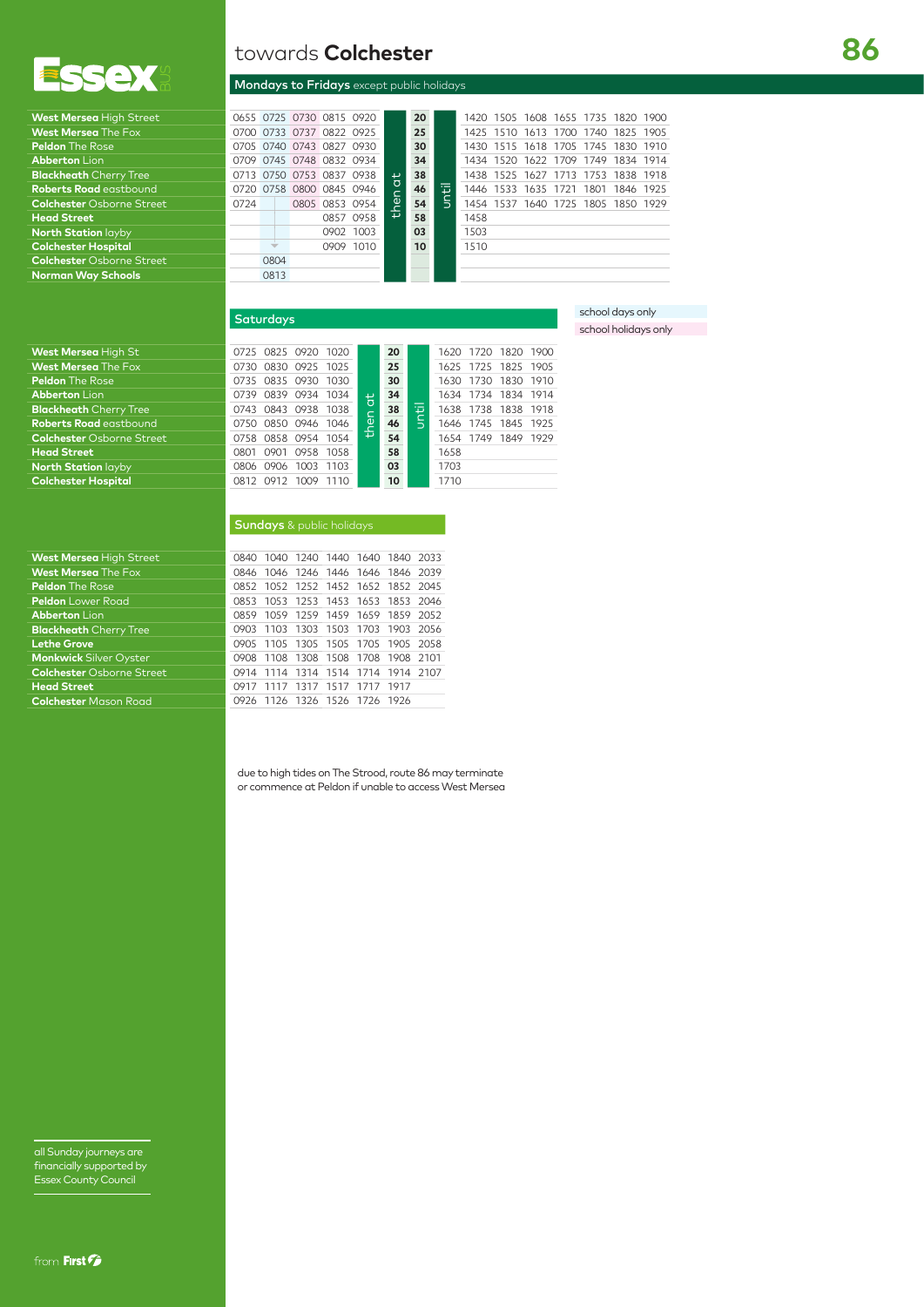# towards **Colchester** — 86

## Mondays to Fridays except public holidays

| | | | | | | | | | | | | | | | |
|---|---|---|---|---|---|---|---|---|---|---|---|---|---|---|---|
| **West Mersea** High Street | 0655 | 0725 | 0730 | 0815 | 0920 | then at | 20 | until | 1420 | 1505 | 1608 | 1655 | 1735 | 1820 | 1900 |
| **West Mersea** The Fox | 0700 | 0733 | 0737 | 0822 | 0925 | | 25 | | 1425 | 1510 | 1613 | 1700 | 1740 | 1825 | 1905 |
| **Peldon** The Rose | 0705 | 0740 | 0743 | 0827 | 0930 | | 30 | | 1430 | 1515 | 1618 | 1705 | 1745 | 1830 | 1910 |
| **Abberton** Lion | 0709 | 0745 | 0748 | 0832 | 0934 | | 34 | | 1434 | 1520 | 1622 | 1709 | 1749 | 1834 | 1914 |
| **Blackheath** Cherry Tree | 0713 | 0750 | 0753 | 0837 | 0938 | | 38 | | 1438 | 1525 | 1627 | 1713 | 1753 | 1838 | 1918 |
| **Roberts Road** eastbound | 0720 | 0758 | 0800 | 0845 | 0946 | | 46 | | 1446 | 1533 | 1635 | 1721 | 1801 | 1846 | 1925 |
| **Colchester** Osborne Street | 0724 | ↓ | 0805 | 0853 | 0954 | | 54 | | 1454 | 1537 | 1640 | 1725 | 1805 | 1850 | 1929 |
| **Head Street** | | | | 0857 | 0958 | | 58 | | 1458 | | | | | | |
| **North Station** layby | | | | 0902 | 1003 | | 03 | | 1503 | | | | | | |
| **Colchester Hospital** | | | | 0909 | 1010 | | 10 | | 1510 | | | | | | |
| **Colchester** Osborne Street | | 0804 | | | | | | | | | | | | | |
| **Norman Way Schools** | | 0813 | | | | | | | | | | | | | |

school days only: 0725 column. school holidays only: 0730 column.

## Saturdays

| | | | | | | | | | | | |
|---|---|---|---|---|---|---|---|---|---|---|---|
| **West Mersea** High St | 0725 | 0825 | 0920 | 1020 | then at | 20 | until | 1620 | 1720 | 1820 | 1900 |
| **West Mersea** The Fox | 0730 | 0830 | 0925 | 1025 | | 25 | | 1625 | 1725 | 1825 | 1905 |
| **Peldon** The Rose | 0735 | 0835 | 0930 | 1030 | | 30 | | 1630 | 1730 | 1830 | 1910 |
| **Abberton** Lion | 0739 | 0839 | 0934 | 1034 | | 34 | | 1634 | 1734 | 1834 | 1914 |
| **Blackheath** Cherry Tree | 0743 | 0843 | 0938 | 1038 | | 38 | | 1638 | 1738 | 1838 | 1918 |
| **Roberts Road** eastbound | 0750 | 0850 | 0946 | 1046 | | 46 | | 1646 | 1745 | 1845 | 1925 |
| **Colchester** Osborne Street | 0758 | 0858 | 0954 | 1054 | | 54 | | 1654 | 1749 | 1849 | 1929 |
| **Head Street** | 0801 | 0901 | 0958 | 1058 | | 58 | | 1658 | | | |
| **North Station** layby | 0806 | 0906 | 1003 | 1103 | | 03 | | 1703 | | | |
| **Colchester Hospital** | 0812 | 0912 | 1009 | 1110 | | 10 | | 1710 | | | |

## Sundays & public holidays

| | | | | | | | |
|---|---|---|---|---|---|---|---|
| **West Mersea** High Street | 0840 | 1040 | 1240 | 1440 | 1640 | 1840 | 2033 |
| **West Mersea** The Fox | 0846 | 1046 | 1246 | 1446 | 1646 | 1846 | 2039 |
| **Peldon** The Rose | 0852 | 1052 | 1252 | 1452 | 1652 | 1852 | 2045 |
| **Peldon** Lower Road | 0853 | 1053 | 1253 | 1453 | 1653 | 1853 | 2046 |
| **Abberton** Lion | 0859 | 1059 | 1259 | 1459 | 1659 | 1859 | 2052 |
| **Blackheath** Cherry Tree | 0903 | 1103 | 1303 | 1503 | 1703 | 1903 | 2056 |
| **Lethe Grove** | 0905 | 1105 | 1305 | 1505 | 1705 | 1905 | 2058 |
| **Monkwick** Silver Oyster | 0908 | 1108 | 1308 | 1508 | 1708 | 1908 | 2101 |
| **Colchester** Osborne Street | 0914 | 1114 | 1314 | 1514 | 1714 | 1914 | 2107 |
| **Head Street** | 0917 | 1117 | 1317 | 1517 | 1717 | 1917 | |
| **Colchester** Mason Road | 0926 | 1126 | 1326 | 1526 | 1726 | 1926 | |

due to high tides on The Strood, route 86 may terminate or commence at Peldon if unable to access West Mersea

all Sunday journeys are financially supported by Essex County Council

from First